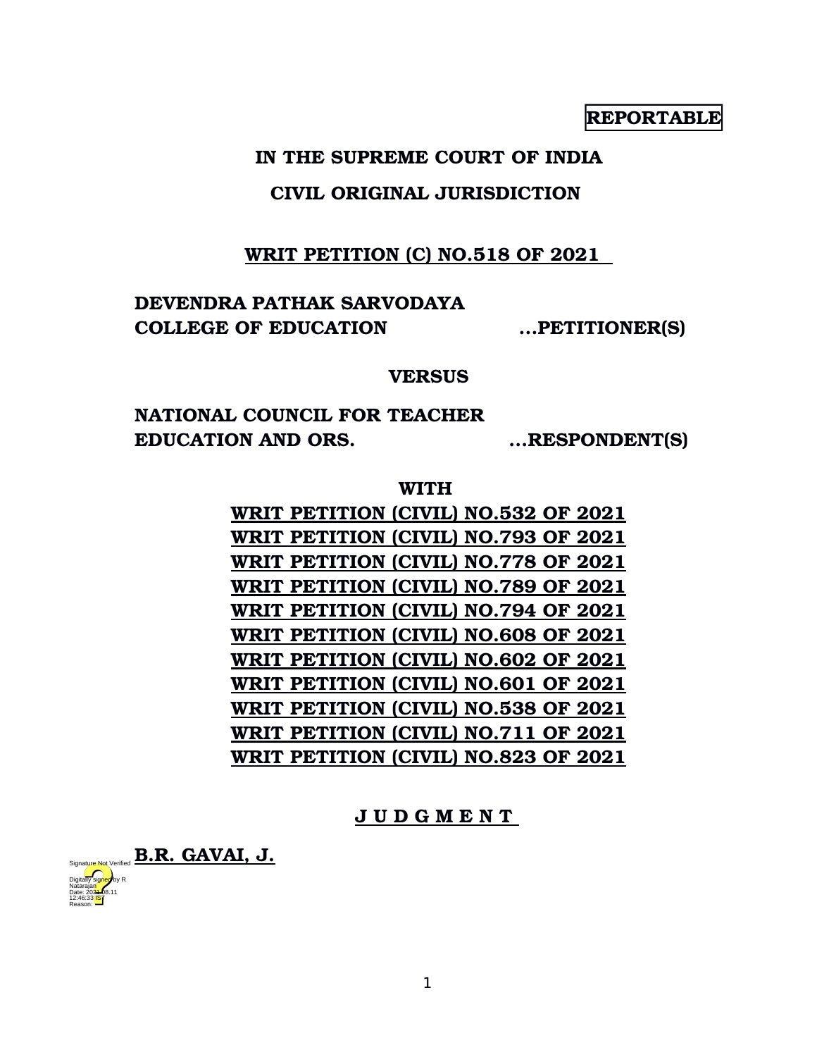**REPORTABLE**

**IN THE SUPREME COURT OF INDIA**

**CIVIL ORIGINAL JURISDICTION**

**WRIT PETITION (C) NO.518 OF 2021**

**DEVENDRA PATHAK SARVODAYA COLLEGE OF EDUCATION** ...**PETITIONER(S)**

**VERSUS**

**NATIONAL COUNCIL FOR TEACHER EDUCATION AND ORS.** ...**RESPONDENT(S)**

**WITH**

**WRIT PETITION (CIVIL) NO.532 OF 2021**
**WRIT PETITION (CIVIL) NO.793 OF 2021**
**WRIT PETITION (CIVIL) NO.778 OF 2021**
**WRIT PETITION (CIVIL) NO.789 OF 2021**
**WRIT PETITION (CIVIL) NO.794 OF 2021**
**WRIT PETITION (CIVIL) NO.608 OF 2021**
**WRIT PETITION (CIVIL) NO.602 OF 2021**
**WRIT PETITION (CIVIL) NO.601 OF 2021**
**WRIT PETITION (CIVIL) NO.538 OF 2021**
**WRIT PETITION (CIVIL) NO.711 OF 2021**
**WRIT PETITION (CIVIL) NO.823 OF 2021**

**J U D G M E N T**

**B.R. GAVAI, J.**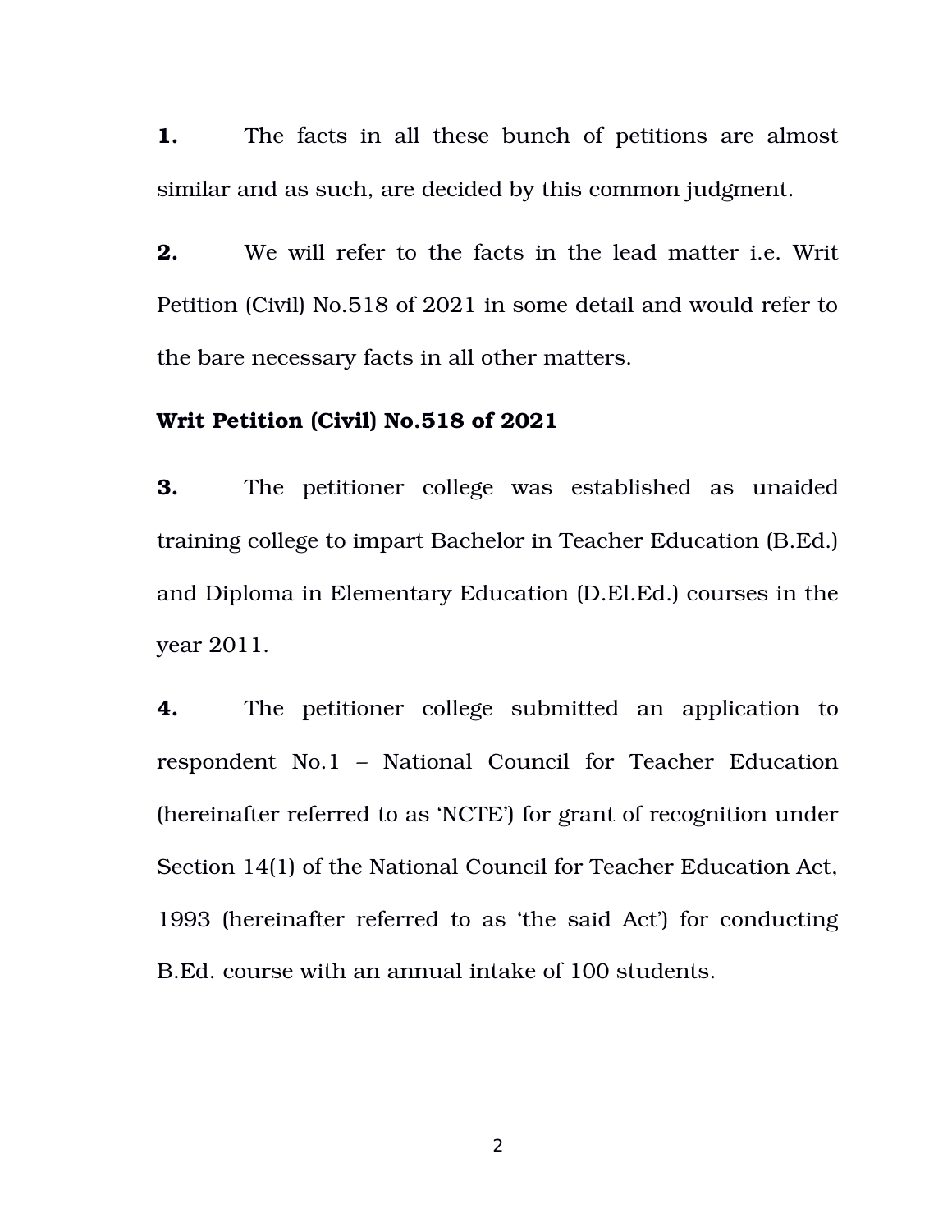**1.** The facts in all these bunch of petitions are almost similar and as such, are decided by this common judgment.

**2.** We will refer to the facts in the lead matter i.e. Writ Petition (Civil) No.518 of 2021 in some detail and would refer to the bare necessary facts in all other matters.

**Writ Petition (Civil) No.518 of 2021**

**3.** The petitioner college was established as unaided training college to impart Bachelor in Teacher Education (B.Ed.) and Diploma in Elementary Education (D.El.Ed.) courses in the year 2011.

**4.** The petitioner college submitted an application to respondent No.1 – National Council for Teacher Education (hereinafter referred to as 'NCTE') for grant of recognition under Section 14(1) of the National Council for Teacher Education Act, 1993 (hereinafter referred to as 'the said Act') for conducting B.Ed. course with an annual intake of 100 students.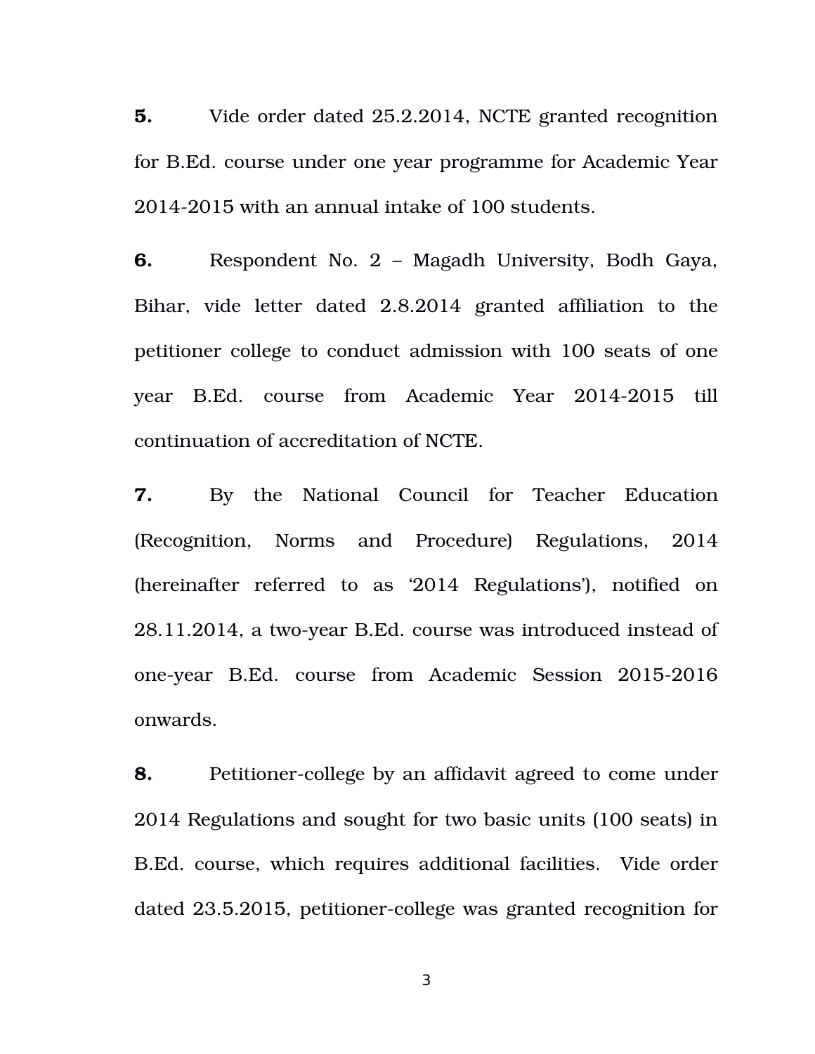**5.** Vide order dated 25.2.2014, NCTE granted recognition for B.Ed. course under one year programme for Academic Year 2014-2015 with an annual intake of 100 students.

**6.** Respondent No. 2 – Magadh University, Bodh Gaya, Bihar, vide letter dated 2.8.2014 granted affiliation to the petitioner college to conduct admission with 100 seats of one year B.Ed. course from Academic Year 2014-2015 till continuation of accreditation of NCTE.

**7.** By the National Council for Teacher Education (Recognition, Norms and Procedure) Regulations, 2014 (hereinafter referred to as '2014 Regulations'), notified on 28.11.2014, a two-year B.Ed. course was introduced instead of one-year B.Ed. course from Academic Session 2015-2016 onwards.

**8.** Petitioner-college by an affidavit agreed to come under 2014 Regulations and sought for two basic units (100 seats) in B.Ed. course, which requires additional facilities. Vide order dated 23.5.2015, petitioner-college was granted recognition for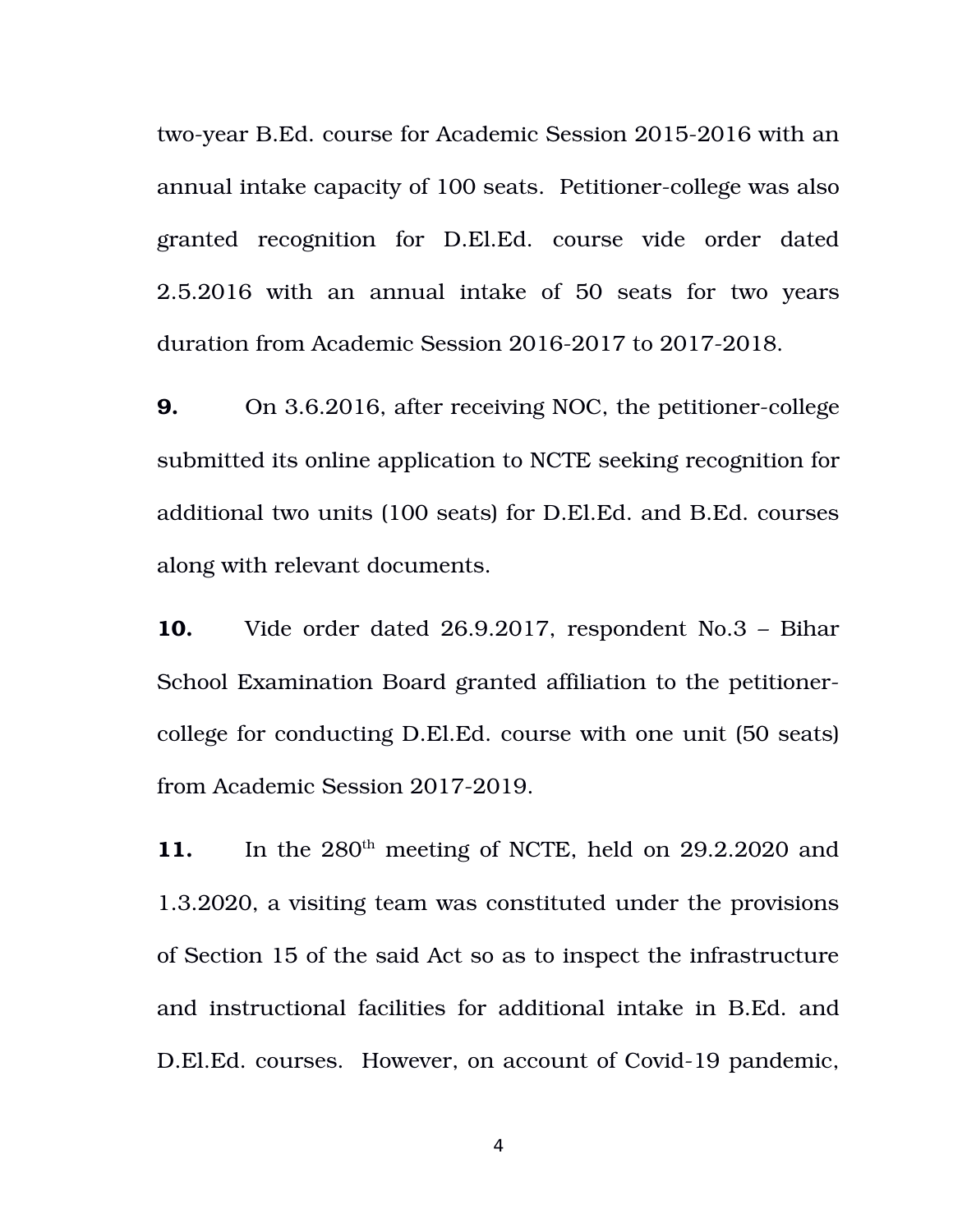two-year B.Ed. course for Academic Session 2015-2016 with an annual intake capacity of 100 seats. Petitioner-college was also granted recognition for D.El.Ed. course vide order dated 2.5.2016 with an annual intake of 50 seats for two years duration from Academic Session 2016-2017 to 2017-2018.

**9.** On 3.6.2016, after receiving NOC, the petitioner-college submitted its online application to NCTE seeking recognition for additional two units (100 seats) for D.El.Ed. and B.Ed. courses along with relevant documents.

**10.** Vide order dated 26.9.2017, respondent No.3 – Bihar School Examination Board granted affiliation to the petitioner-college for conducting D.El.Ed. course with one unit (50 seats) from Academic Session 2017-2019.

**11.** In the 280th meeting of NCTE, held on 29.2.2020 and 1.3.2020, a visiting team was constituted under the provisions of Section 15 of the said Act so as to inspect the infrastructure and instructional facilities for additional intake in B.Ed. and D.El.Ed. courses. However, on account of Covid-19 pandemic,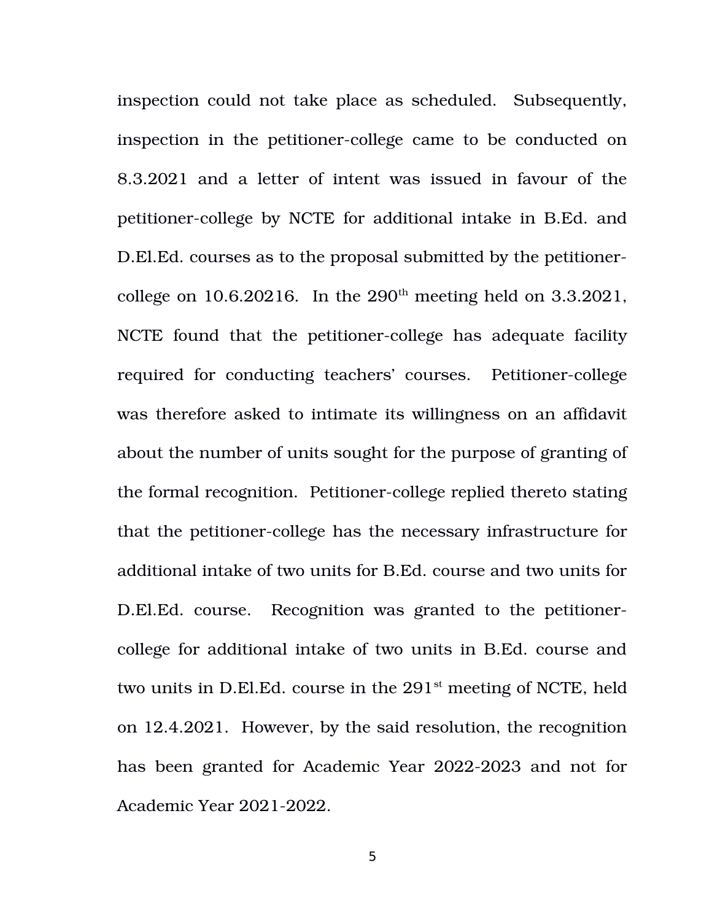inspection could not take place as scheduled. Subsequently, inspection in the petitioner-college came to be conducted on 8.3.2021 and a letter of intent was issued in favour of the petitioner-college by NCTE for additional intake in B.Ed. and D.El.Ed. courses as to the proposal submitted by the petitioner-college on 10.6.20216. In the 290th meeting held on 3.3.2021, NCTE found that the petitioner-college has adequate facility required for conducting teachers' courses. Petitioner-college was therefore asked to intimate its willingness on an affidavit about the number of units sought for the purpose of granting of the formal recognition. Petitioner-college replied thereto stating that the petitioner-college has the necessary infrastructure for additional intake of two units for B.Ed. course and two units for D.El.Ed. course. Recognition was granted to the petitioner-college for additional intake of two units in B.Ed. course and two units in D.El.Ed. course in the 291st meeting of NCTE, held on 12.4.2021. However, by the said resolution, the recognition has been granted for Academic Year 2022-2023 and not for Academic Year 2021-2022.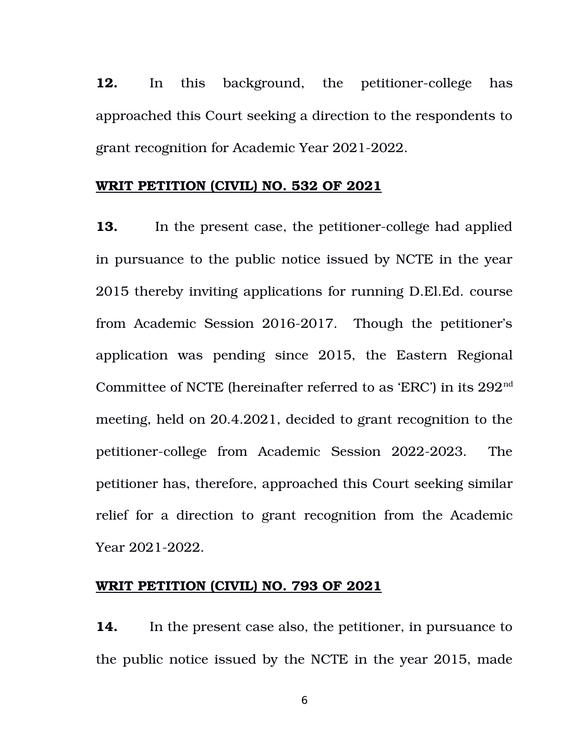**12.** In this background, the petitioner-college has approached this Court seeking a direction to the respondents to grant recognition for Academic Year 2021-2022.

**WRIT PETITION (CIVIL) NO. 532 OF 2021**

**13.** In the present case, the petitioner-college had applied in pursuance to the public notice issued by NCTE in the year 2015 thereby inviting applications for running D.El.Ed. course from Academic Session 2016-2017. Though the petitioner's application was pending since 2015, the Eastern Regional Committee of NCTE (hereinafter referred to as 'ERC') in its 292nd meeting, held on 20.4.2021, decided to grant recognition to the petitioner-college from Academic Session 2022-2023. The petitioner has, therefore, approached this Court seeking similar relief for a direction to grant recognition from the Academic Year 2021-2022.

**WRIT PETITION (CIVIL) NO. 793 OF 2021**

**14.** In the present case also, the petitioner, in pursuance to the public notice issued by the NCTE in the year 2015, made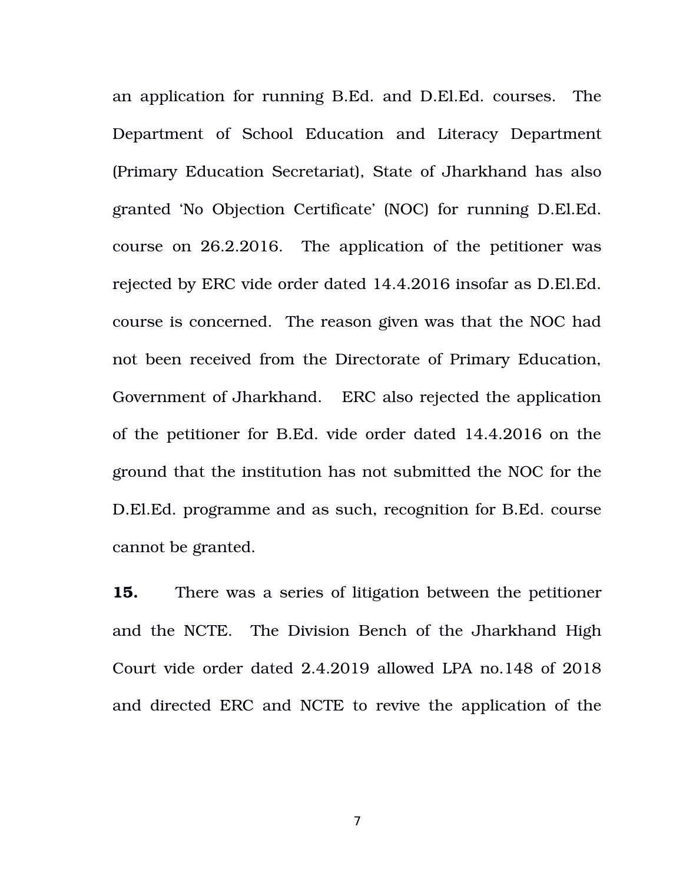an application for running B.Ed. and D.El.Ed. courses. The Department of School Education and Literacy Department (Primary Education Secretariat), State of Jharkhand has also granted 'No Objection Certificate' (NOC) for running D.El.Ed. course on 26.2.2016. The application of the petitioner was rejected by ERC vide order dated 14.4.2016 insofar as D.El.Ed. course is concerned. The reason given was that the NOC had not been received from the Directorate of Primary Education, Government of Jharkhand. ERC also rejected the application of the petitioner for B.Ed. vide order dated 14.4.2016 on the ground that the institution has not submitted the NOC for the D.El.Ed. programme and as such, recognition for B.Ed. course cannot be granted.

**15.** There was a series of litigation between the petitioner and the NCTE. The Division Bench of the Jharkhand High Court vide order dated 2.4.2019 allowed LPA no.148 of 2018 and directed ERC and NCTE to revive the application of the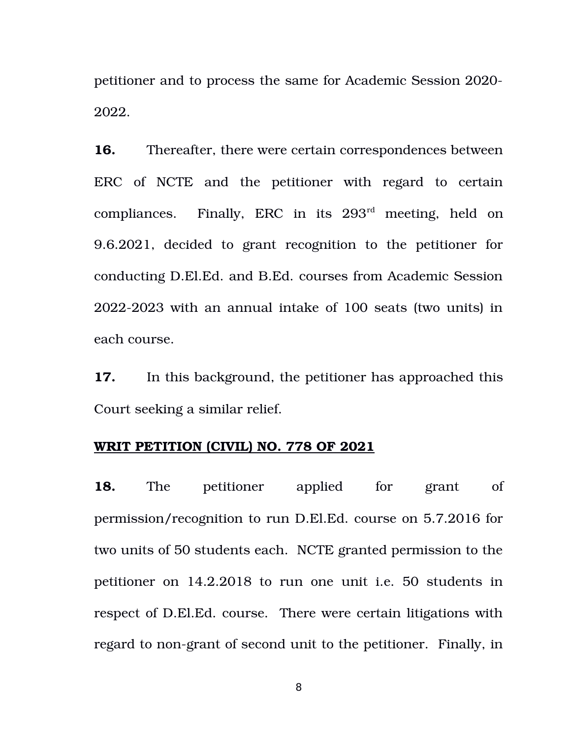petitioner and to process the same for Academic Session 2020-2022.

**16.** Thereafter, there were certain correspondences between ERC of NCTE and the petitioner with regard to certain compliances. Finally, ERC in its 293rd meeting, held on 9.6.2021, decided to grant recognition to the petitioner for conducting D.El.Ed. and B.Ed. courses from Academic Session 2022-2023 with an annual intake of 100 seats (two units) in each course.

**17.** In this background, the petitioner has approached this Court seeking a similar relief.

**WRIT PETITION (CIVIL) NO. 778 OF 2021**

**18.** The petitioner applied for grant of permission/recognition to run D.El.Ed. course on 5.7.2016 for two units of 50 students each. NCTE granted permission to the petitioner on 14.2.2018 to run one unit i.e. 50 students in respect of D.El.Ed. course. There were certain litigations with regard to non-grant of second unit to the petitioner. Finally, in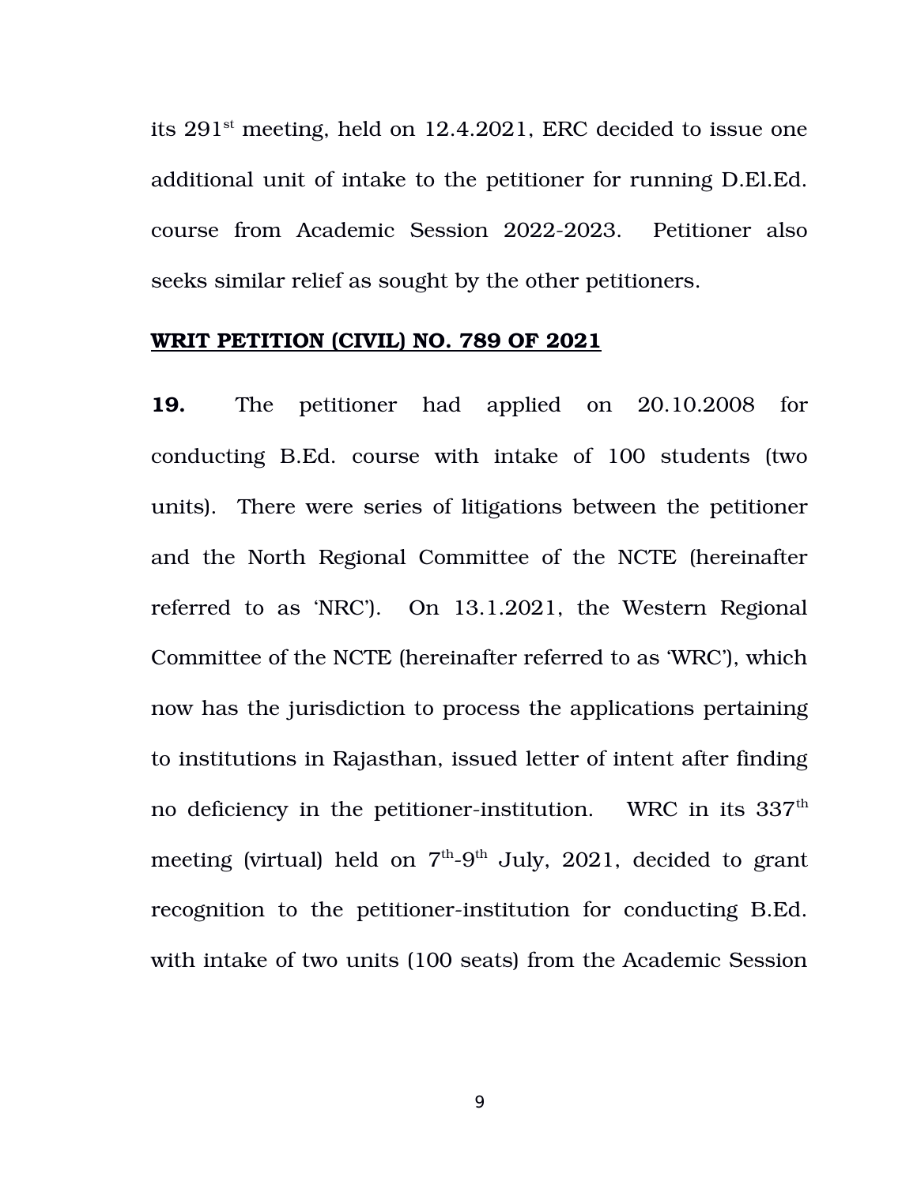its 291st meeting, held on 12.4.2021, ERC decided to issue one additional unit of intake to the petitioner for running D.El.Ed. course from Academic Session 2022-2023. Petitioner also seeks similar relief as sought by the other petitioners.

**WRIT PETITION (CIVIL) NO. 789 OF 2021**

**19.** The petitioner had applied on 20.10.2008 for conducting B.Ed. course with intake of 100 students (two units). There were series of litigations between the petitioner and the North Regional Committee of the NCTE (hereinafter referred to as 'NRC'). On 13.1.2021, the Western Regional Committee of the NCTE (hereinafter referred to as 'WRC'), which now has the jurisdiction to process the applications pertaining to institutions in Rajasthan, issued letter of intent after finding no deficiency in the petitioner-institution. WRC in its 337th meeting (virtual) held on 7th-9th July, 2021, decided to grant recognition to the petitioner-institution for conducting B.Ed. with intake of two units (100 seats) from the Academic Session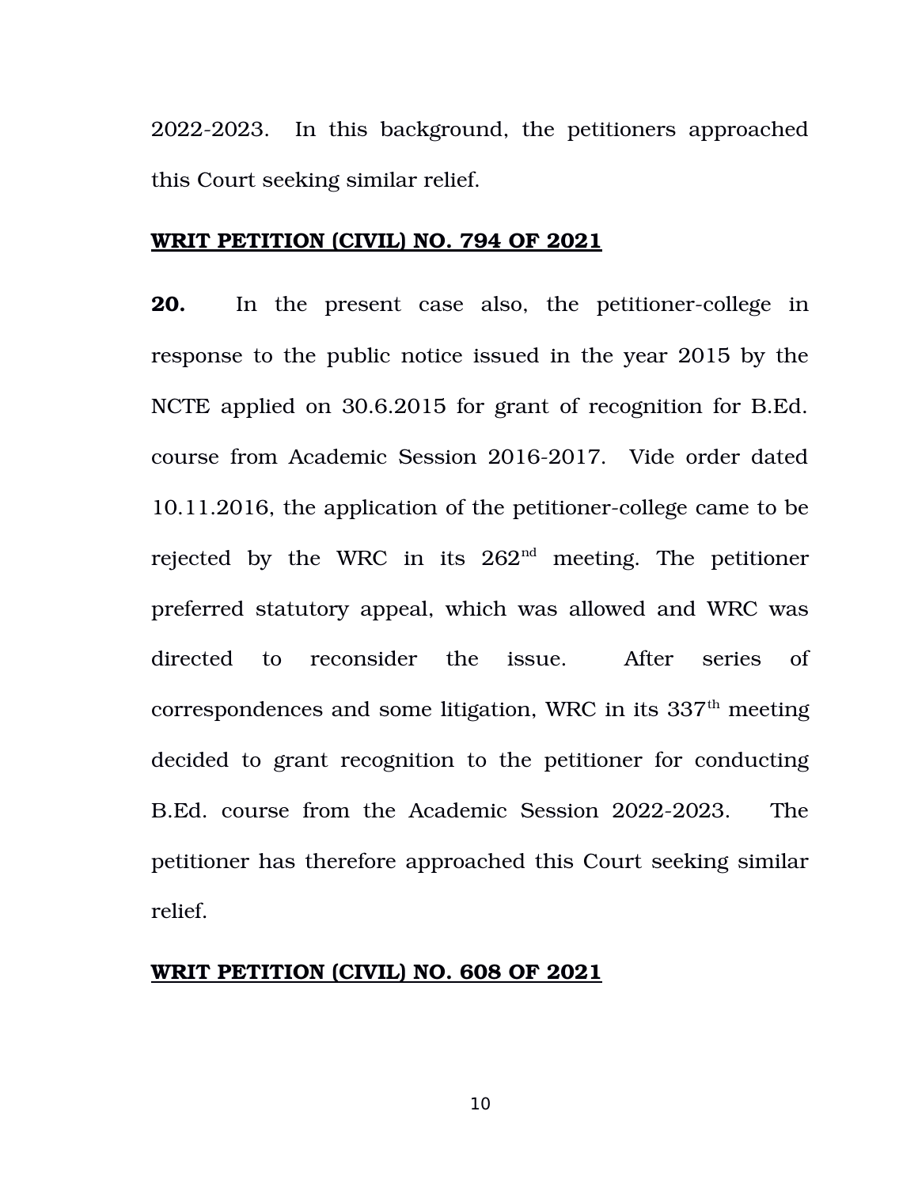2022-2023. In this background, the petitioners approached this Court seeking similar relief.

**WRIT PETITION (CIVIL) NO. 794 OF 2021**

**20.** In the present case also, the petitioner-college in response to the public notice issued in the year 2015 by the NCTE applied on 30.6.2015 for grant of recognition for B.Ed. course from Academic Session 2016-2017. Vide order dated 10.11.2016, the application of the petitioner-college came to be rejected by the WRC in its 262nd meeting. The petitioner preferred statutory appeal, which was allowed and WRC was directed to reconsider the issue. After series of correspondences and some litigation, WRC in its 337th meeting decided to grant recognition to the petitioner for conducting B.Ed. course from the Academic Session 2022-2023. The petitioner has therefore approached this Court seeking similar relief.

**WRIT PETITION (CIVIL) NO. 608 OF 2021**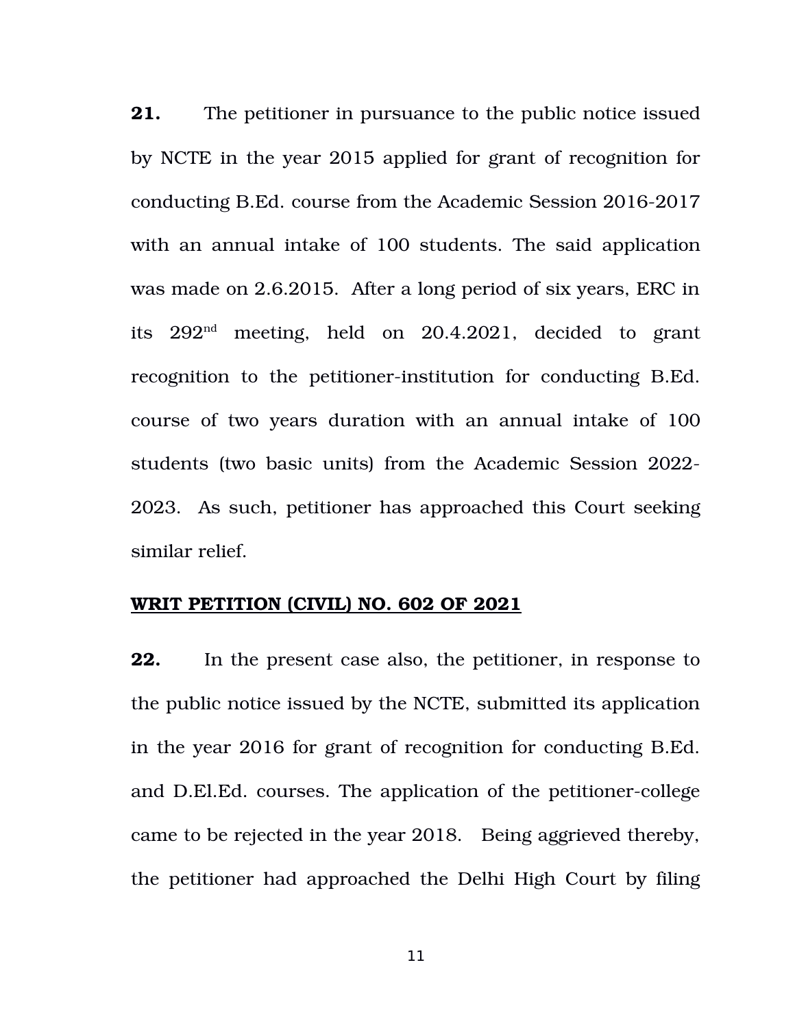**21.** The petitioner in pursuance to the public notice issued by NCTE in the year 2015 applied for grant of recognition for conducting B.Ed. course from the Academic Session 2016-2017 with an annual intake of 100 students. The said application was made on 2.6.2015. After a long period of six years, ERC in its 292nd meeting, held on 20.4.2021, decided to grant recognition to the petitioner-institution for conducting B.Ed. course of two years duration with an annual intake of 100 students (two basic units) from the Academic Session 2022-2023. As such, petitioner has approached this Court seeking similar relief.

**<u>WRIT PETITION (CIVIL) NO. 602 OF 2021</u>**

**22.** In the present case also, the petitioner, in response to the public notice issued by the NCTE, submitted its application in the year 2016 for grant of recognition for conducting B.Ed. and D.El.Ed. courses. The application of the petitioner-college came to be rejected in the year 2018. Being aggrieved thereby, the petitioner had approached the Delhi High Court by filing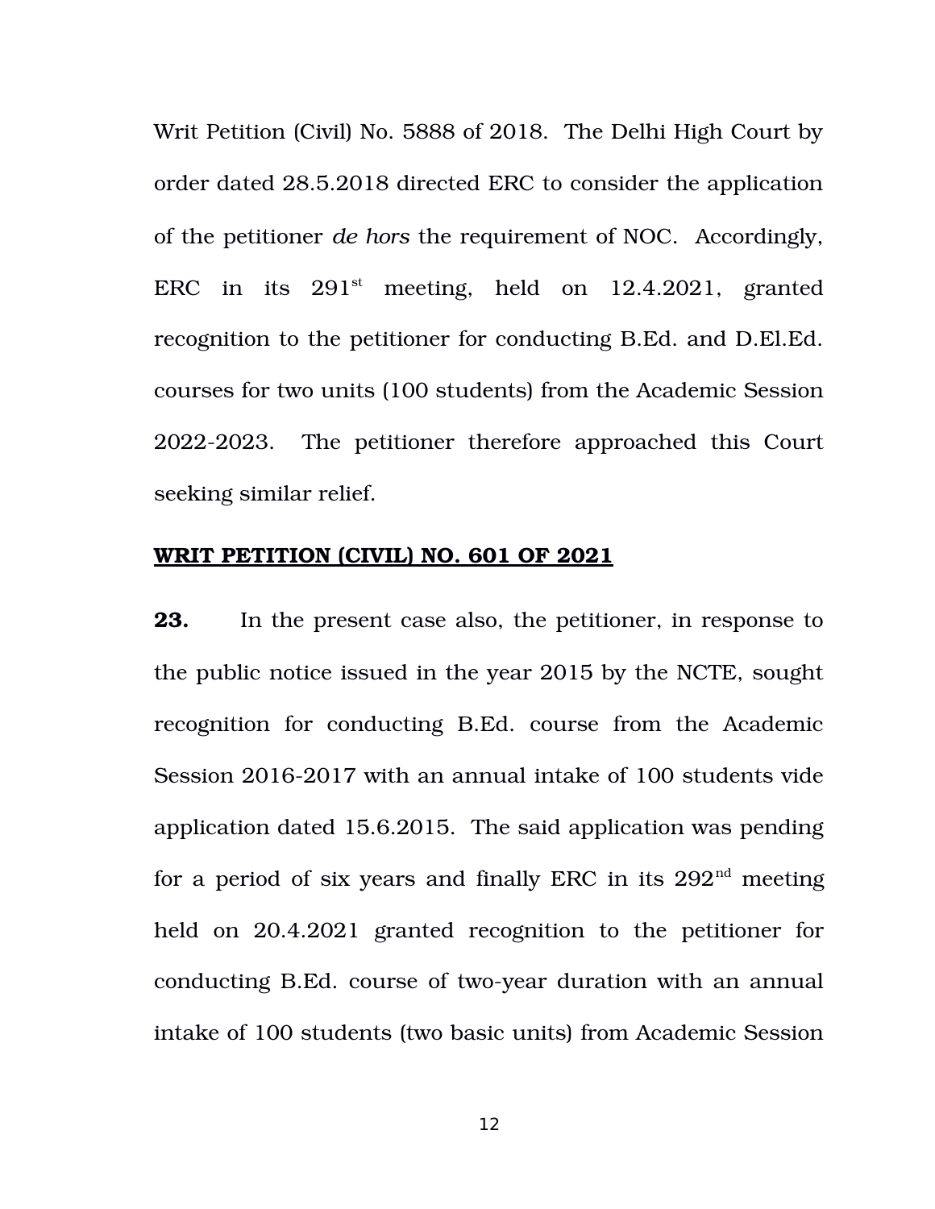Writ Petition (Civil) No. 5888 of 2018. The Delhi High Court by order dated 28.5.2018 directed ERC to consider the application of the petitioner *de hors* the requirement of NOC. Accordingly, ERC in its 291st meeting, held on 12.4.2021, granted recognition to the petitioner for conducting B.Ed. and D.El.Ed. courses for two units (100 students) from the Academic Session 2022-2023. The petitioner therefore approached this Court seeking similar relief.

**WRIT PETITION (CIVIL) NO. 601 OF 2021**

**23.** In the present case also, the petitioner, in response to the public notice issued in the year 2015 by the NCTE, sought recognition for conducting B.Ed. course from the Academic Session 2016-2017 with an annual intake of 100 students vide application dated 15.6.2015. The said application was pending for a period of six years and finally ERC in its 292nd meeting held on 20.4.2021 granted recognition to the petitioner for conducting B.Ed. course of two-year duration with an annual intake of 100 students (two basic units) from Academic Session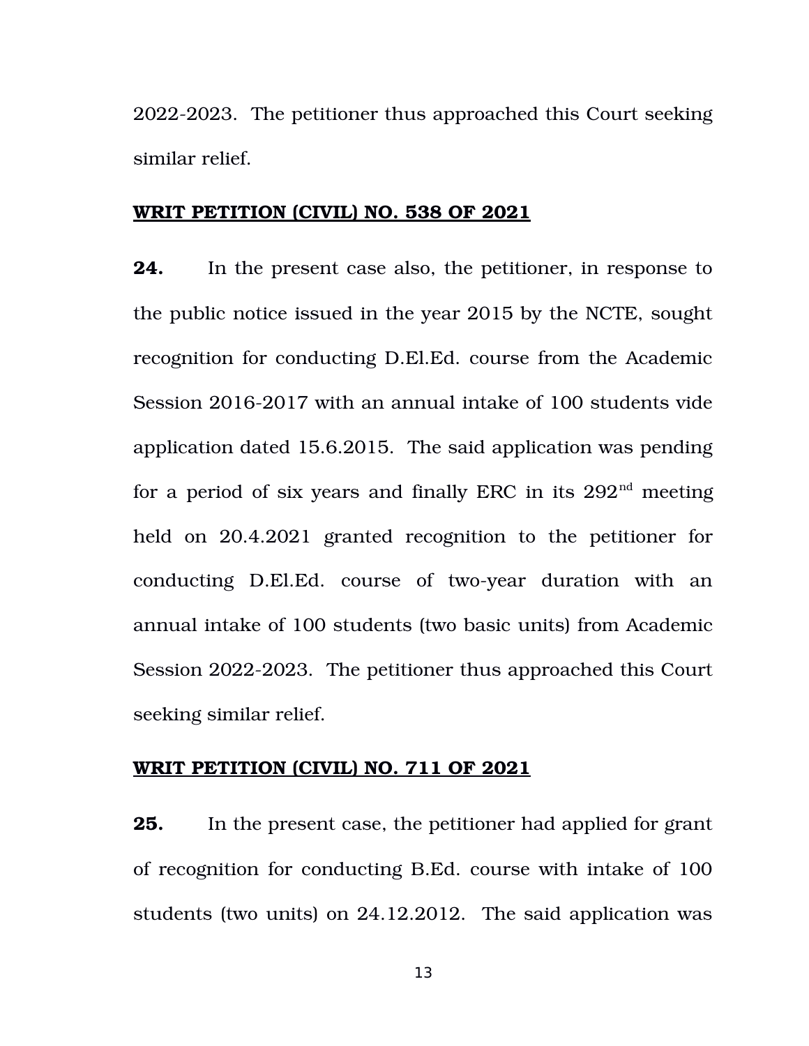2022-2023. The petitioner thus approached this Court seeking similar relief.

**WRIT PETITION (CIVIL) NO. 538 OF 2021**

**24.** In the present case also, the petitioner, in response to the public notice issued in the year 2015 by the NCTE, sought recognition for conducting D.El.Ed. course from the Academic Session 2016-2017 with an annual intake of 100 students vide application dated 15.6.2015. The said application was pending for a period of six years and finally ERC in its 292nd meeting held on 20.4.2021 granted recognition to the petitioner for conducting D.El.Ed. course of two-year duration with an annual intake of 100 students (two basic units) from Academic Session 2022-2023. The petitioner thus approached this Court seeking similar relief.

**WRIT PETITION (CIVIL) NO. 711 OF 2021**

**25.** In the present case, the petitioner had applied for grant of recognition for conducting B.Ed. course with intake of 100 students (two units) on 24.12.2012. The said application was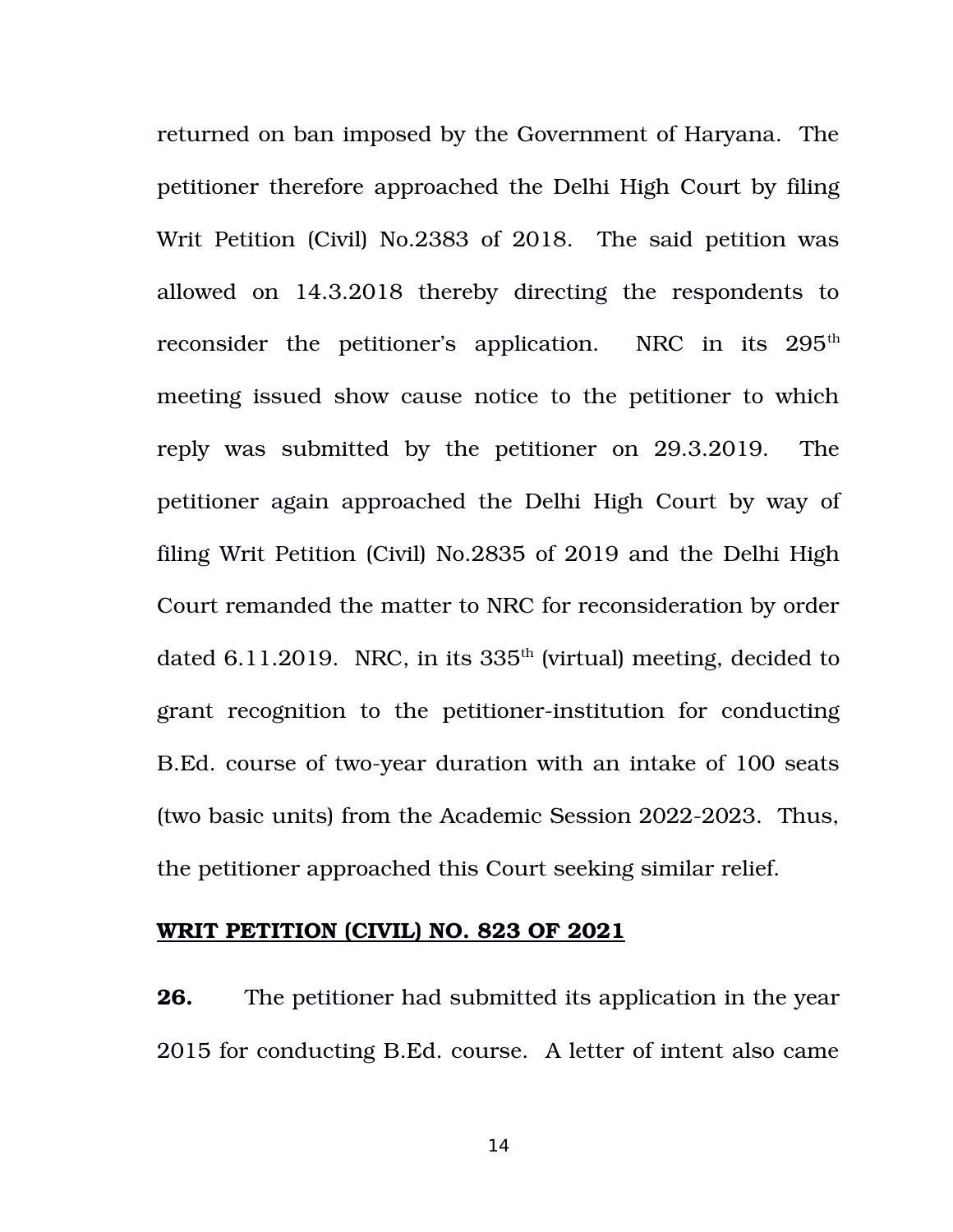returned on ban imposed by the Government of Haryana. The petitioner therefore approached the Delhi High Court by filing Writ Petition (Civil) No.2383 of 2018. The said petition was allowed on 14.3.2018 thereby directing the respondents to reconsider the petitioner's application. NRC in its 295th meeting issued show cause notice to the petitioner to which reply was submitted by the petitioner on 29.3.2019. The petitioner again approached the Delhi High Court by way of filing Writ Petition (Civil) No.2835 of 2019 and the Delhi High Court remanded the matter to NRC for reconsideration by order dated 6.11.2019. NRC, in its 335th (virtual) meeting, decided to grant recognition to the petitioner-institution for conducting B.Ed. course of two-year duration with an intake of 100 seats (two basic units) from the Academic Session 2022-2023. Thus, the petitioner approached this Court seeking similar relief.

**WRIT PETITION (CIVIL) NO. 823 OF 2021**

**26.** The petitioner had submitted its application in the year 2015 for conducting B.Ed. course. A letter of intent also came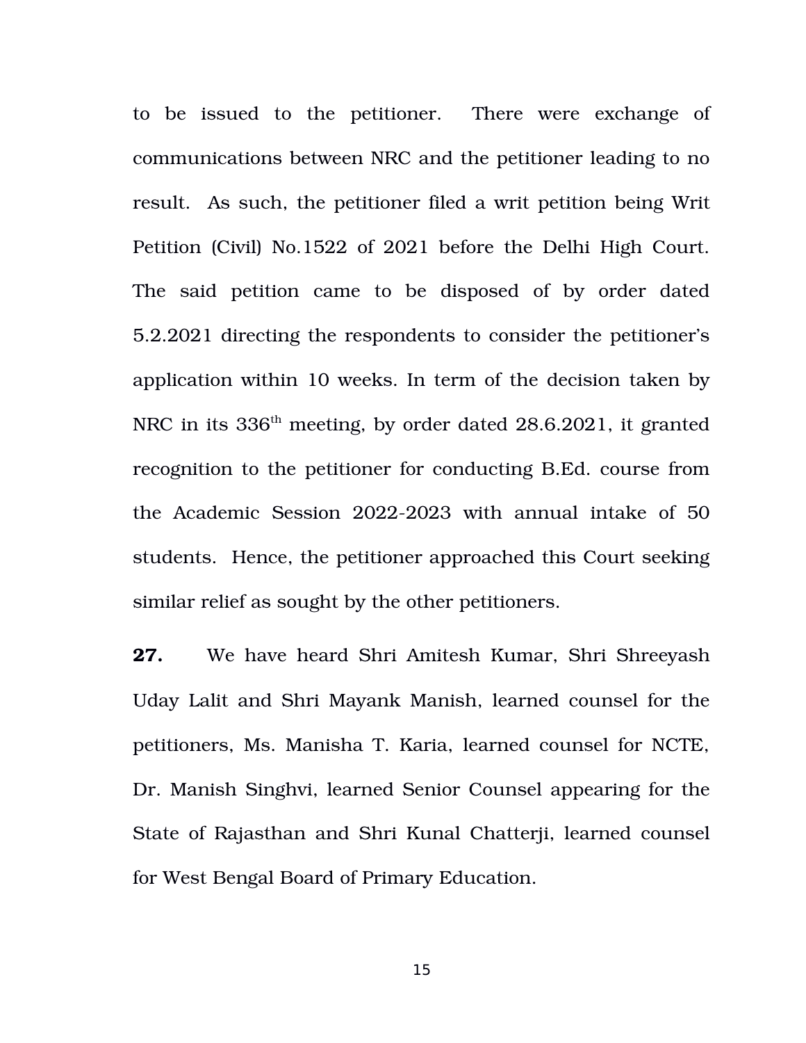to be issued to the petitioner. There were exchange of communications between NRC and the petitioner leading to no result. As such, the petitioner filed a writ petition being Writ Petition (Civil) No.1522 of 2021 before the Delhi High Court. The said petition came to be disposed of by order dated 5.2.2021 directing the respondents to consider the petitioner's application within 10 weeks. In term of the decision taken by NRC in its 336th meeting, by order dated 28.6.2021, it granted recognition to the petitioner for conducting B.Ed. course from the Academic Session 2022-2023 with annual intake of 50 students. Hence, the petitioner approached this Court seeking similar relief as sought by the other petitioners.

**27.** We have heard Shri Amitesh Kumar, Shri Shreeyash Uday Lalit and Shri Mayank Manish, learned counsel for the petitioners, Ms. Manisha T. Karia, learned counsel for NCTE, Dr. Manish Singhvi, learned Senior Counsel appearing for the State of Rajasthan and Shri Kunal Chatterji, learned counsel for West Bengal Board of Primary Education.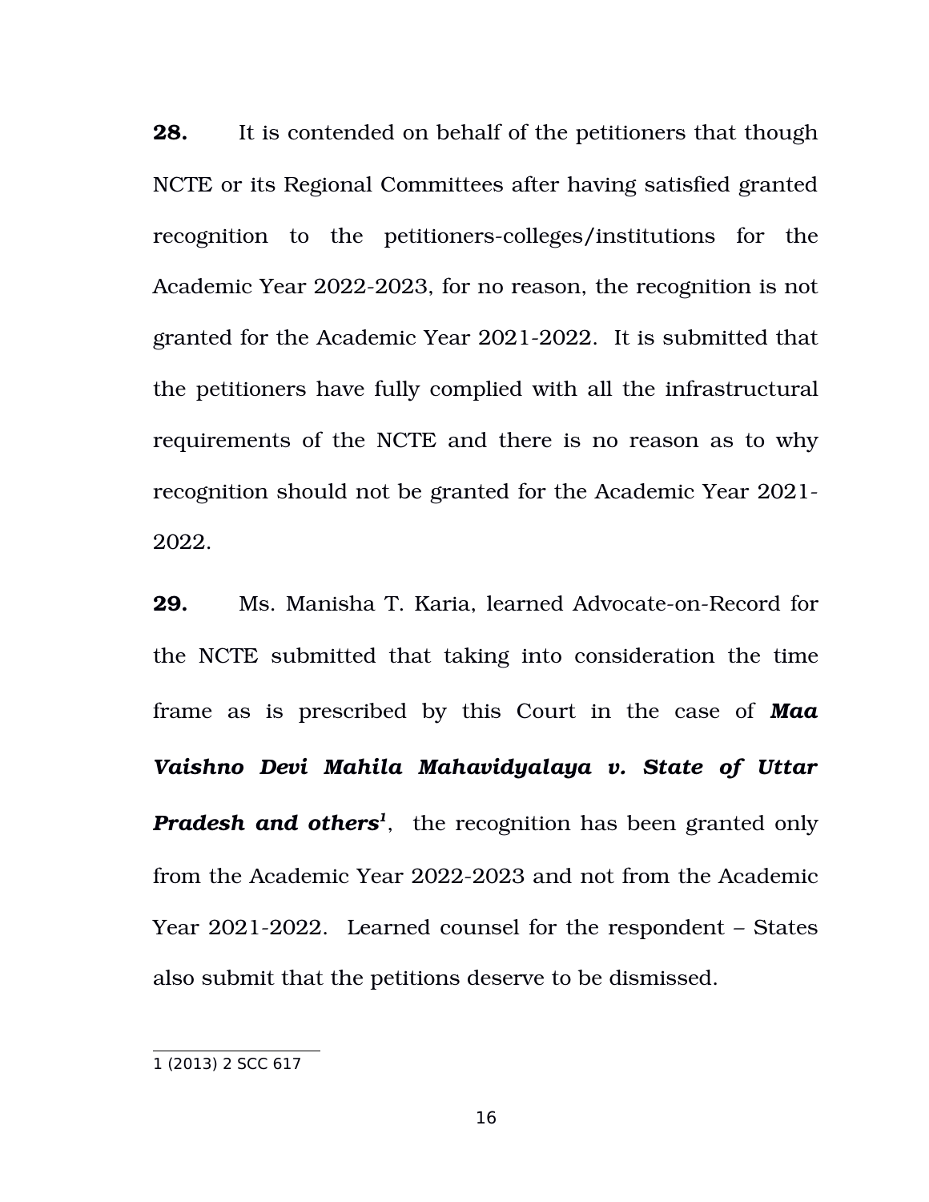**28.** It is contended on behalf of the petitioners that though NCTE or its Regional Committees after having satisfied granted recognition to the petitioners-colleges/institutions for the Academic Year 2022-2023, for no reason, the recognition is not granted for the Academic Year 2021-2022. It is submitted that the petitioners have fully complied with all the infrastructural requirements of the NCTE and there is no reason as to why recognition should not be granted for the Academic Year 2021-2022.

**29.** Ms. Manisha T. Karia, learned Advocate-on-Record for the NCTE submitted that taking into consideration the time frame as is prescribed by this Court in the case of ***Maa Vaishno Devi Mahila Mahavidyalaya v. State of Uttar Pradesh and others***[1], the recognition has been granted only from the Academic Year 2022-2023 and not from the Academic Year 2021-2022. Learned counsel for the respondent – States also submit that the petitions deserve to be dismissed.

---

1 (2013) 2 SCC 617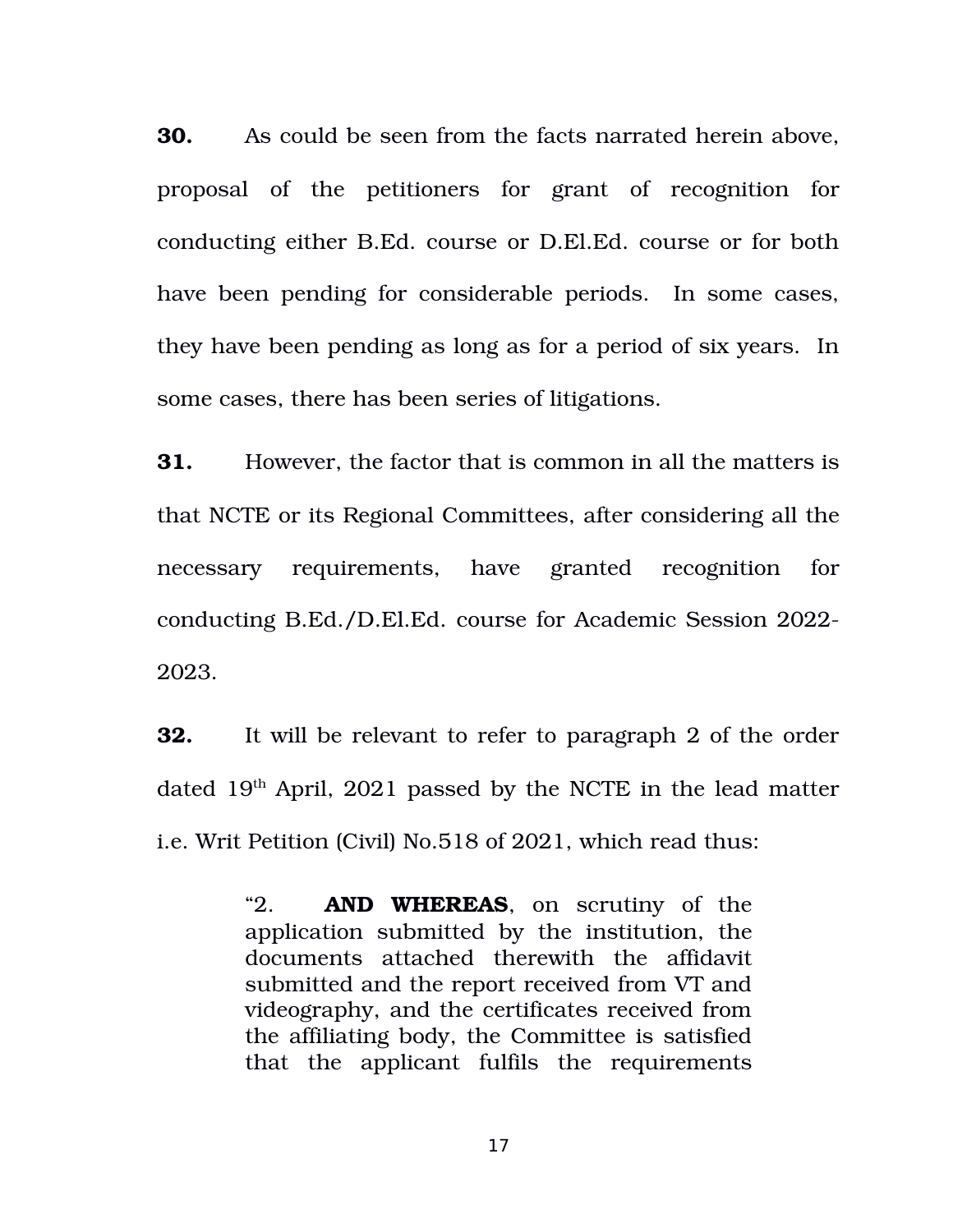**30.** As could be seen from the facts narrated herein above, proposal of the petitioners for grant of recognition for conducting either B.Ed. course or D.El.Ed. course or for both have been pending for considerable periods. In some cases, they have been pending as long as for a period of six years. In some cases, there has been series of litigations.

**31.** However, the factor that is common in all the matters is that NCTE or its Regional Committees, after considering all the necessary requirements, have granted recognition for conducting B.Ed./D.El.Ed. course for Academic Session 2022-2023.

**32.** It will be relevant to refer to paragraph 2 of the order dated 19th April, 2021 passed by the NCTE in the lead matter i.e. Writ Petition (Civil) No.518 of 2021, which read thus:

> "2. **AND WHEREAS**, on scrutiny of the application submitted by the institution, the documents attached therewith the affidavit submitted and the report received from VT and videography, and the certificates received from the affiliating body, the Committee is satisfied that the applicant fulfils the requirements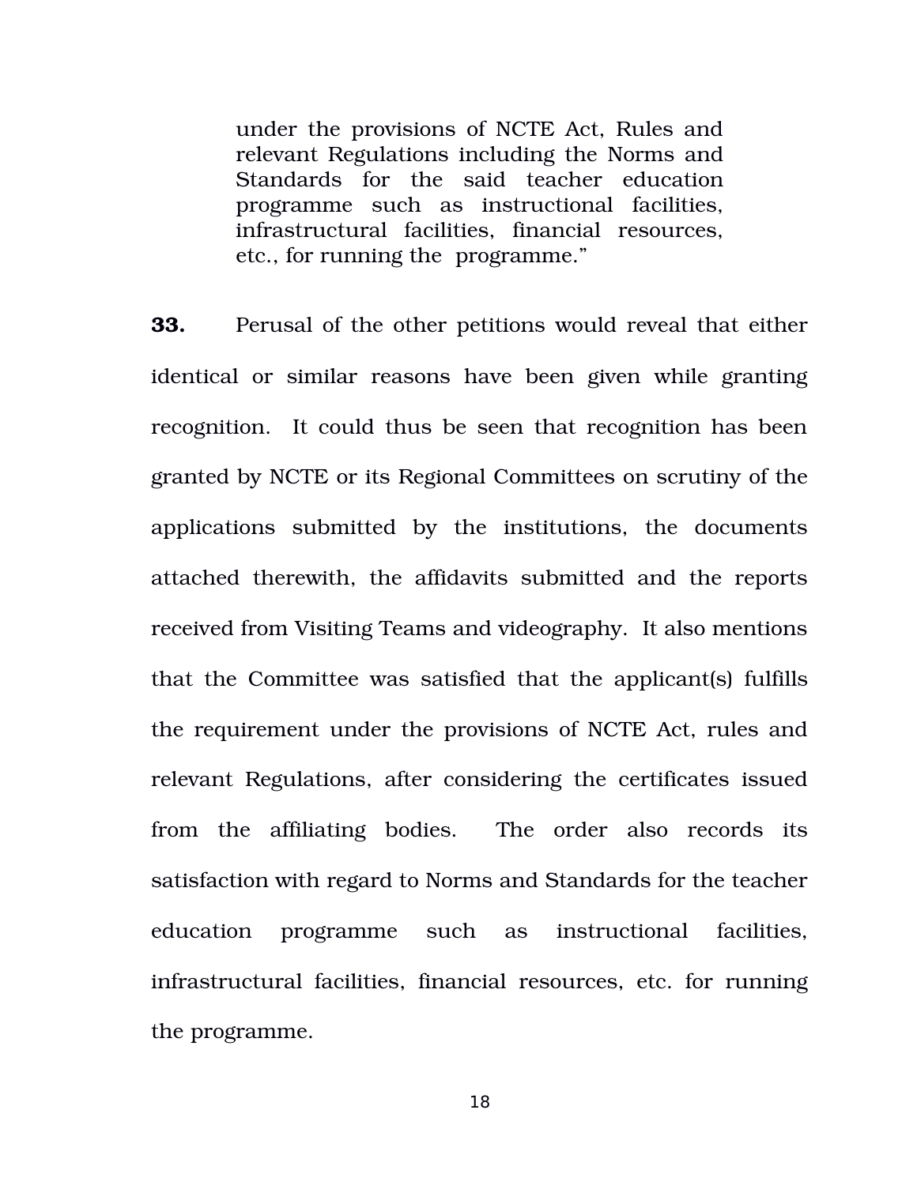> under the provisions of NCTE Act, Rules and relevant Regulations including the Norms and Standards for the said teacher education programme such as instructional facilities, infrastructural facilities, financial resources, etc., for running the programme."

**33.** Perusal of the other petitions would reveal that either identical or similar reasons have been given while granting recognition. It could thus be seen that recognition has been granted by NCTE or its Regional Committees on scrutiny of the applications submitted by the institutions, the documents attached therewith, the affidavits submitted and the reports received from Visiting Teams and videography. It also mentions that the Committee was satisfied that the applicant(s) fulfills the requirement under the provisions of NCTE Act, rules and relevant Regulations, after considering the certificates issued from the affiliating bodies. The order also records its satisfaction with regard to Norms and Standards for the teacher education programme such as instructional facilities, infrastructural facilities, financial resources, etc. for running the programme.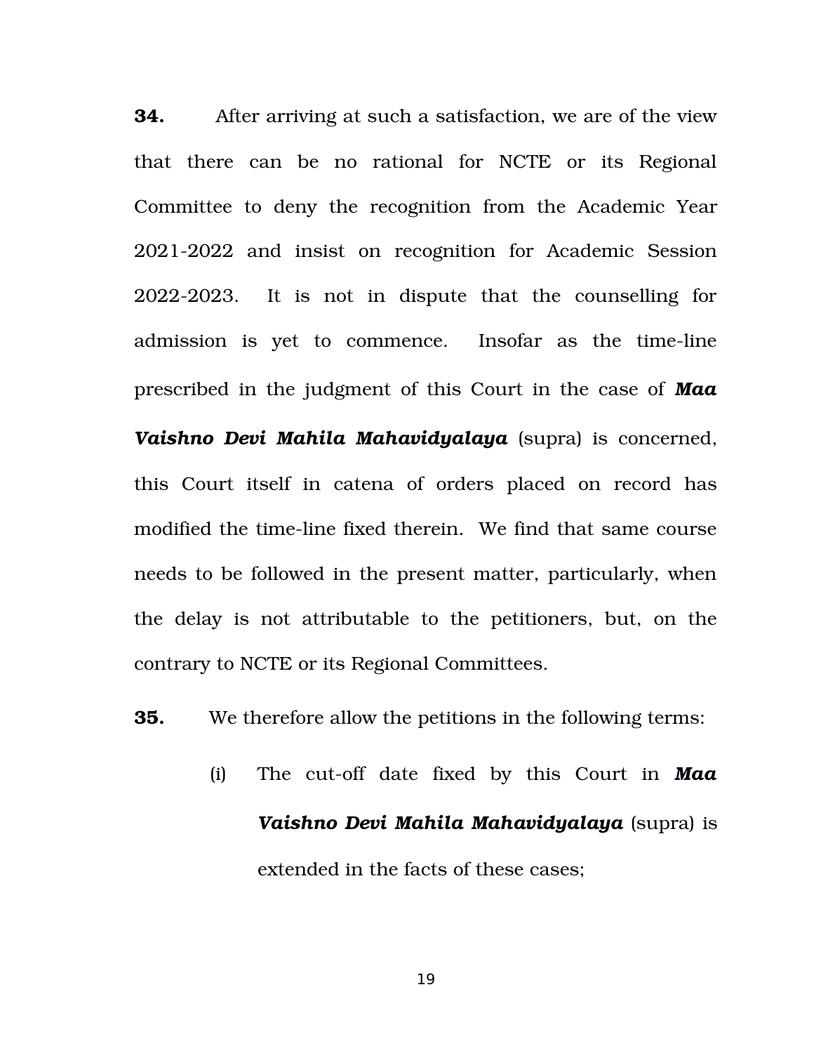**34.** After arriving at such a satisfaction, we are of the view that there can be no rational for NCTE or its Regional Committee to deny the recognition from the Academic Year 2021-2022 and insist on recognition for Academic Session 2022-2023. It is not in dispute that the counselling for admission is yet to commence. Insofar as the time-line prescribed in the judgment of this Court in the case of ***Maa Vaishno Devi Mahila Mahavidyalaya*** (supra) is concerned, this Court itself in catena of orders placed on record has modified the time-line fixed therein. We find that same course needs to be followed in the present matter, particularly, when the delay is not attributable to the petitioners, but, on the contrary to NCTE or its Regional Committees.

**35.** We therefore allow the petitions in the following terms:

(i) The cut-off date fixed by this Court in ***Maa Vaishno Devi Mahila Mahavidyalaya*** (supra) is extended in the facts of these cases;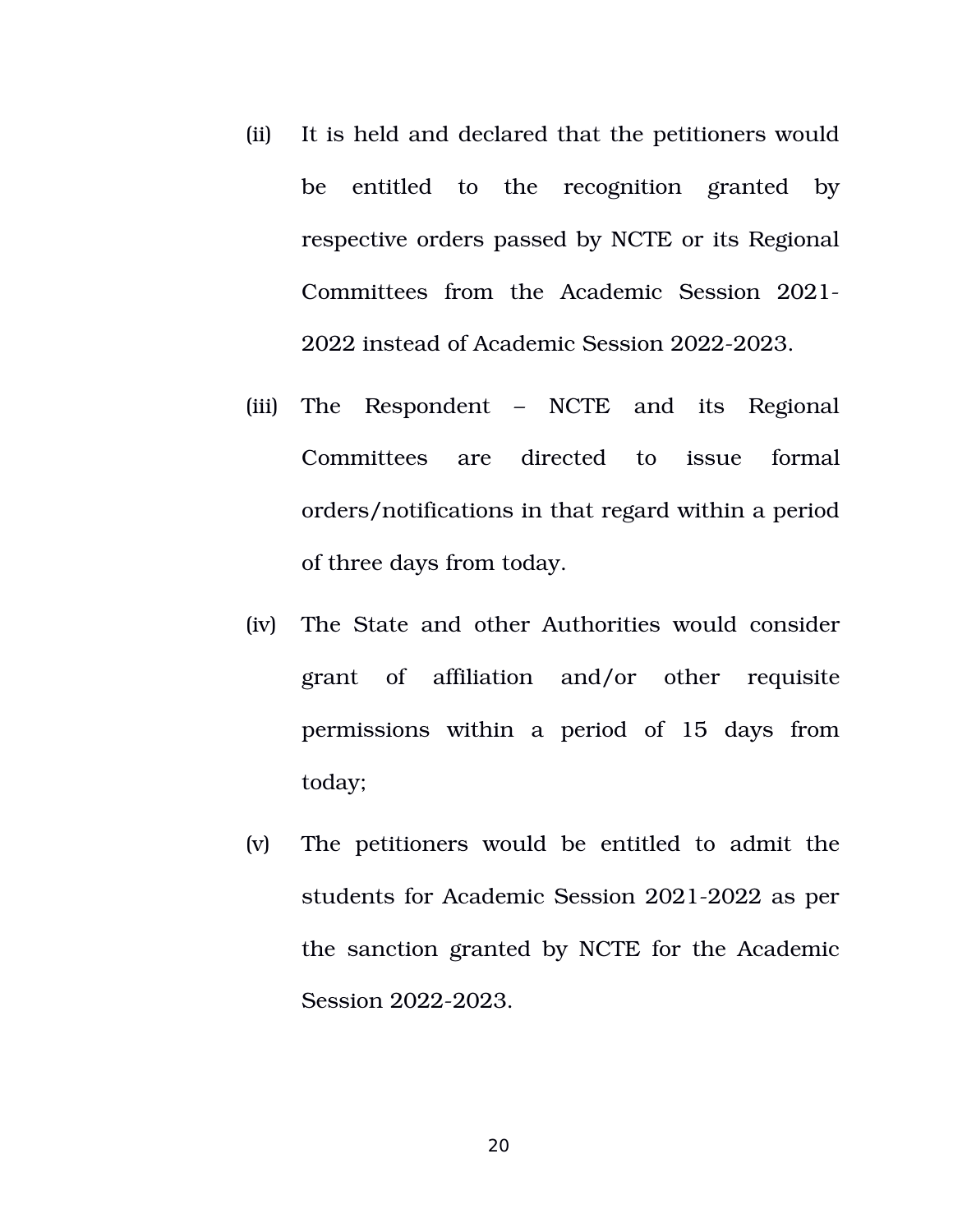(ii) It is held and declared that the petitioners would be entitled to the recognition granted by respective orders passed by NCTE or its Regional Committees from the Academic Session 2021-2022 instead of Academic Session 2022-2023.

(iii) The Respondent – NCTE and its Regional Committees are directed to issue formal orders/notifications in that regard within a period of three days from today.

(iv) The State and other Authorities would consider grant of affiliation and/or other requisite permissions within a period of 15 days from today;

(v) The petitioners would be entitled to admit the students for Academic Session 2021-2022 as per the sanction granted by NCTE for the Academic Session 2022-2023.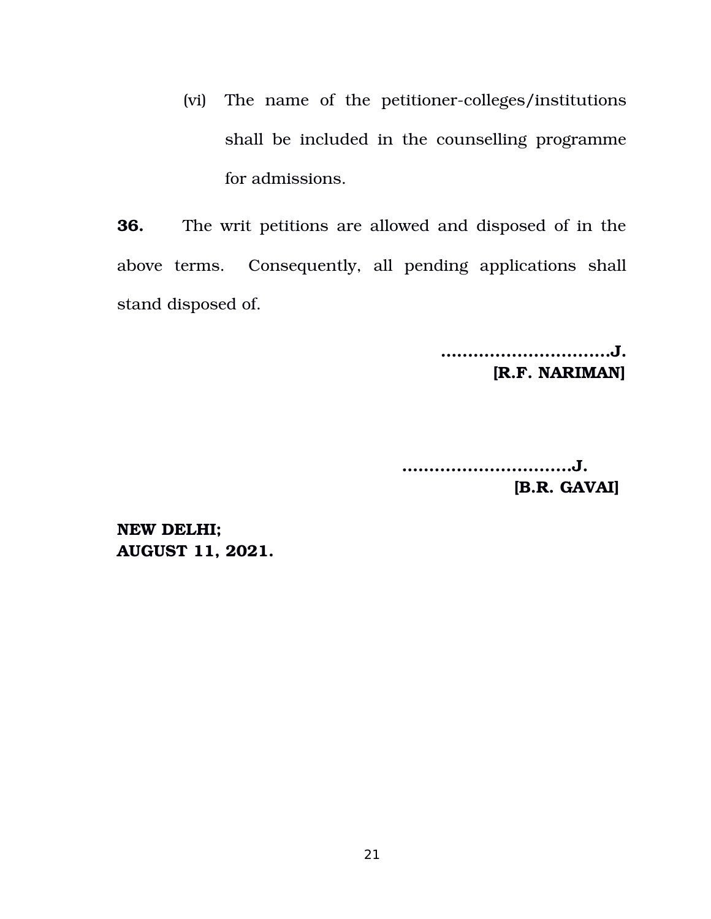(vi) The name of the petitioner-colleges/institutions shall be included in the counselling programme for admissions.

**36.** The writ petitions are allowed and disposed of in the above terms. Consequently, all pending applications shall stand disposed of.

**..............................J.**
**[R.F. NARIMAN]**

**..............................J.**
**[B.R. GAVAI]**

**NEW DELHI;**
**AUGUST 11, 2021.**